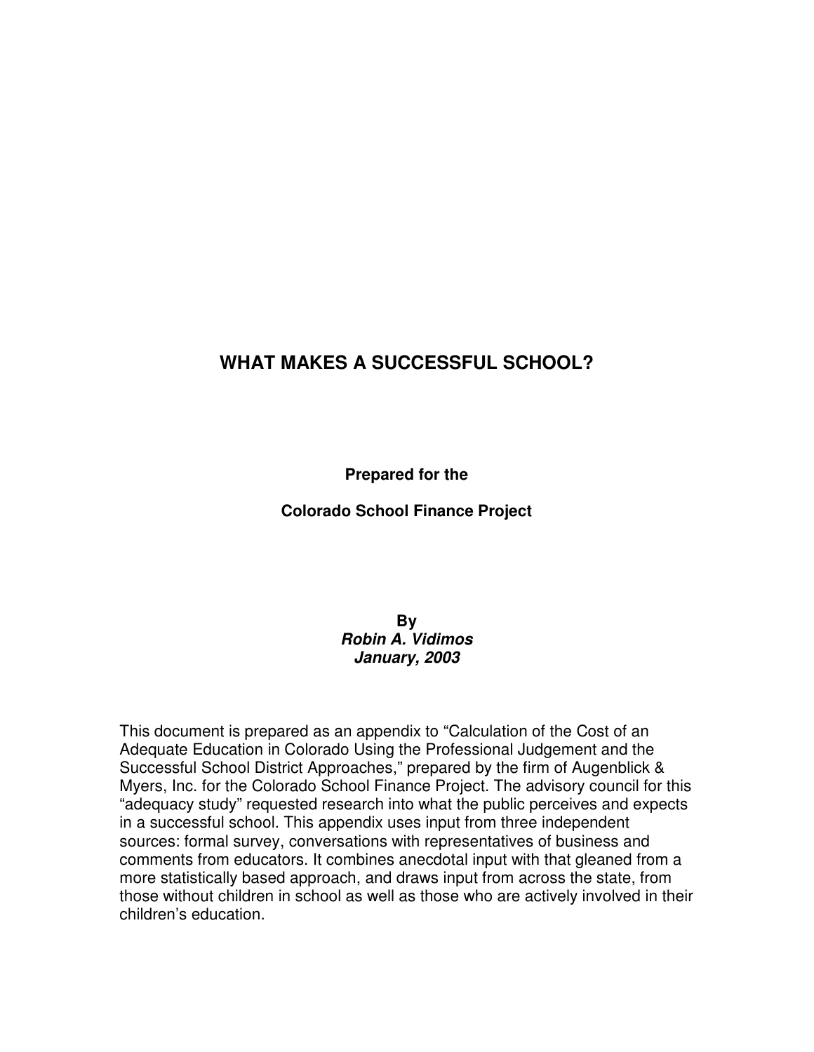# WHAT MAKES A SUCCESSFUL SCHOOL?

**Prepared for the**

**Colorado School Finance Project**

**By**
***Robin A. Vidimos***
***January, 2003***

This document is prepared as an appendix to "Calculation of the Cost of an Adequate Education in Colorado Using the Professional Judgement and the Successful School District Approaches," prepared by the firm of Augenblick & Myers, Inc. for the Colorado School Finance Project. The advisory council for this "adequacy study" requested research into what the public perceives and expects in a successful school. This appendix uses input from three independent sources: formal survey, conversations with representatives of business and comments from educators. It combines anecdotal input with that gleaned from a more statistically based approach, and draws input from across the state, from those without children in school as well as those who are actively involved in their children's education.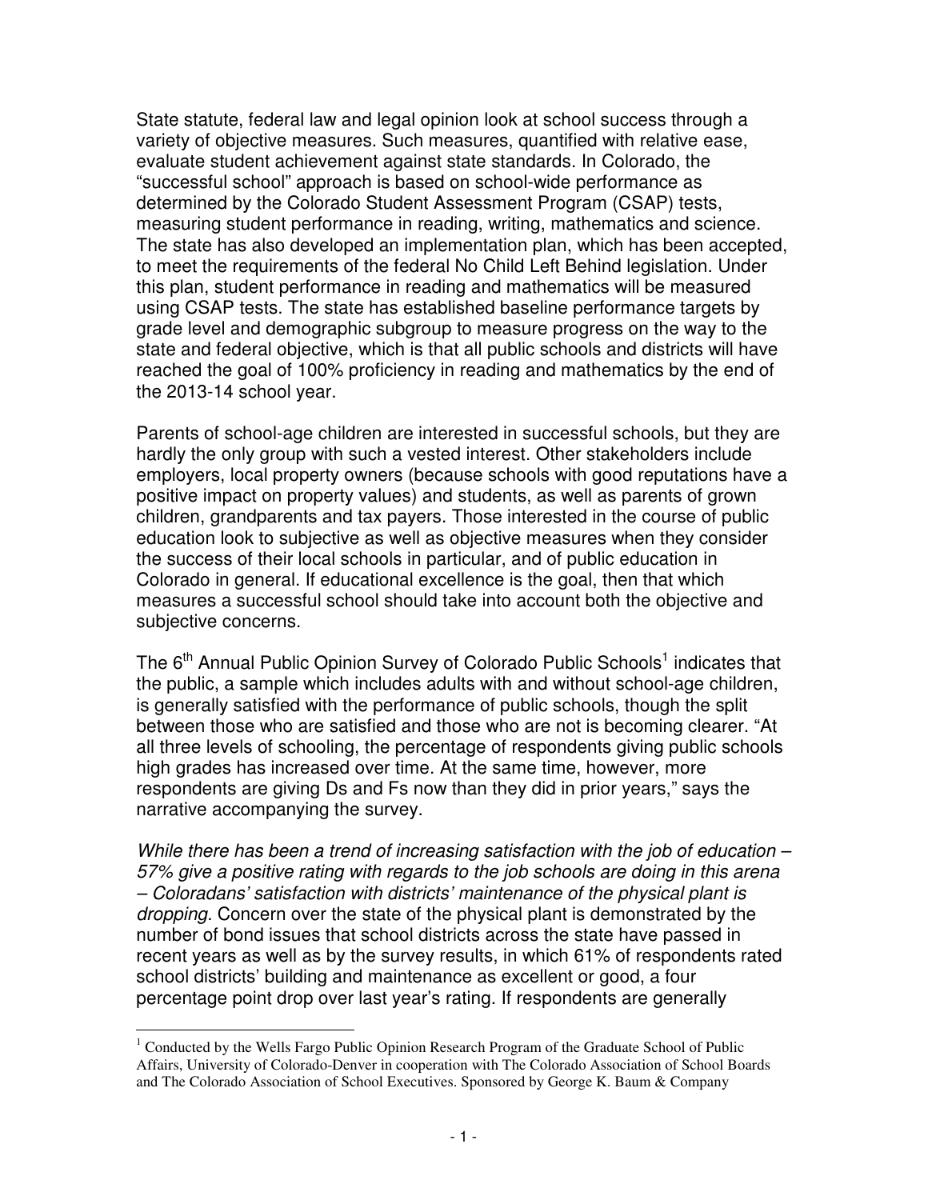State statute, federal law and legal opinion look at school success through a variety of objective measures. Such measures, quantified with relative ease, evaluate student achievement against state standards. In Colorado, the "successful school" approach is based on school-wide performance as determined by the Colorado Student Assessment Program (CSAP) tests, measuring student performance in reading, writing, mathematics and science. The state has also developed an implementation plan, which has been accepted, to meet the requirements of the federal No Child Left Behind legislation. Under this plan, student performance in reading and mathematics will be measured using CSAP tests. The state has established baseline performance targets by grade level and demographic subgroup to measure progress on the way to the state and federal objective, which is that all public schools and districts will have reached the goal of 100% proficiency in reading and mathematics by the end of the 2013-14 school year.

Parents of school-age children are interested in successful schools, but they are hardly the only group with such a vested interest. Other stakeholders include employers, local property owners (because schools with good reputations have a positive impact on property values) and students, as well as parents of grown children, grandparents and tax payers. Those interested in the course of public education look to subjective as well as objective measures when they consider the success of their local schools in particular, and of public education in Colorado in general. If educational excellence is the goal, then that which measures a successful school should take into account both the objective and subjective concerns.

The 6th Annual Public Opinion Survey of Colorado Public Schools[1] indicates that the public, a sample which includes adults with and without school-age children, is generally satisfied with the performance of public schools, though the split between those who are satisfied and those who are not is becoming clearer. "At all three levels of schooling, the percentage of respondents giving public schools high grades has increased over time. At the same time, however, more respondents are giving Ds and Fs now than they did in prior years," says the narrative accompanying the survey.

*While there has been a trend of increasing satisfaction with the job of education – 57% give a positive rating with regards to the job schools are doing in this arena – Coloradans' satisfaction with districts' maintenance of the physical plant is dropping.* Concern over the state of the physical plant is demonstrated by the number of bond issues that school districts across the state have passed in recent years as well as by the survey results, in which 61% of respondents rated school districts' building and maintenance as excellent or good, a four percentage point drop over last year's rating. If respondents are generally

[1] Conducted by the Wells Fargo Public Opinion Research Program of the Graduate School of Public Affairs, University of Colorado-Denver in cooperation with The Colorado Association of School Boards and The Colorado Association of School Executives. Sponsored by George K. Baum & Company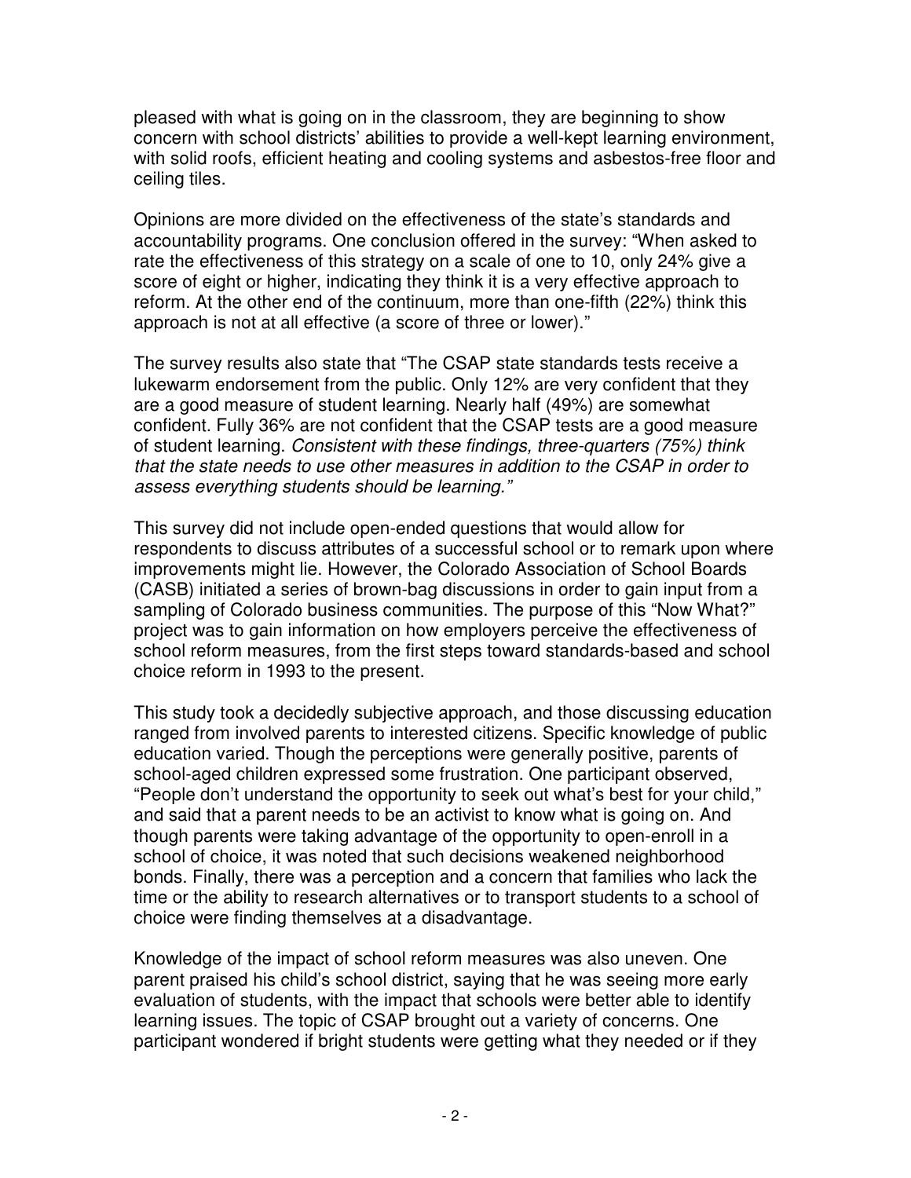pleased with what is going on in the classroom, they are beginning to show concern with school districts' abilities to provide a well-kept learning environment, with solid roofs, efficient heating and cooling systems and asbestos-free floor and ceiling tiles.

Opinions are more divided on the effectiveness of the state's standards and accountability programs. One conclusion offered in the survey: "When asked to rate the effectiveness of this strategy on a scale of one to 10, only 24% give a score of eight or higher, indicating they think it is a very effective approach to reform. At the other end of the continuum, more than one-fifth (22%) think this approach is not at all effective (a score of three or lower)."

The survey results also state that "The CSAP state standards tests receive a lukewarm endorsement from the public. Only 12% are very confident that they are a good measure of student learning. Nearly half (49%) are somewhat confident. Fully 36% are not confident that the CSAP tests are a good measure of student learning. *Consistent with these findings, three-quarters (75%) think that the state needs to use other measures in addition to the CSAP in order to assess everything students should be learning."*

This survey did not include open-ended questions that would allow for respondents to discuss attributes of a successful school or to remark upon where improvements might lie. However, the Colorado Association of School Boards (CASB) initiated a series of brown-bag discussions in order to gain input from a sampling of Colorado business communities. The purpose of this "Now What?" project was to gain information on how employers perceive the effectiveness of school reform measures, from the first steps toward standards-based and school choice reform in 1993 to the present.

This study took a decidedly subjective approach, and those discussing education ranged from involved parents to interested citizens. Specific knowledge of public education varied. Though the perceptions were generally positive, parents of school-aged children expressed some frustration. One participant observed, "People don't understand the opportunity to seek out what's best for your child," and said that a parent needs to be an activist to know what is going on. And though parents were taking advantage of the opportunity to open-enroll in a school of choice, it was noted that such decisions weakened neighborhood bonds. Finally, there was a perception and a concern that families who lack the time or the ability to research alternatives or to transport students to a school of choice were finding themselves at a disadvantage.

Knowledge of the impact of school reform measures was also uneven. One parent praised his child's school district, saying that he was seeing more early evaluation of students, with the impact that schools were better able to identify learning issues. The topic of CSAP brought out a variety of concerns. One participant wondered if bright students were getting what they needed or if they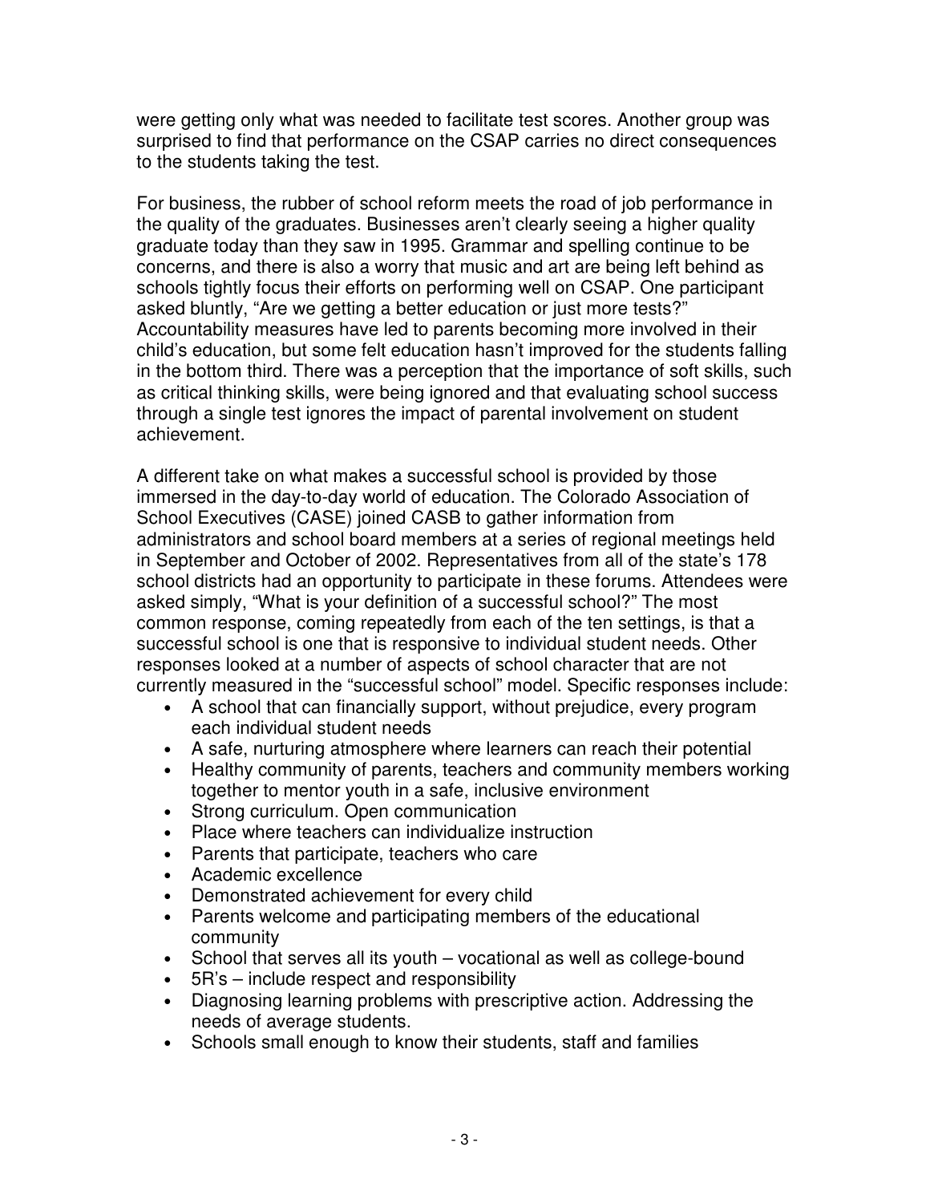were getting only what was needed to facilitate test scores. Another group was surprised to find that performance on the CSAP carries no direct consequences to the students taking the test.

For business, the rubber of school reform meets the road of job performance in the quality of the graduates. Businesses aren't clearly seeing a higher quality graduate today than they saw in 1995. Grammar and spelling continue to be concerns, and there is also a worry that music and art are being left behind as schools tightly focus their efforts on performing well on CSAP. One participant asked bluntly, "Are we getting a better education or just more tests?" Accountability measures have led to parents becoming more involved in their child's education, but some felt education hasn't improved for the students falling in the bottom third. There was a perception that the importance of soft skills, such as critical thinking skills, were being ignored and that evaluating school success through a single test ignores the impact of parental involvement on student achievement.

A different take on what makes a successful school is provided by those immersed in the day-to-day world of education. The Colorado Association of School Executives (CASE) joined CASB to gather information from administrators and school board members at a series of regional meetings held in September and October of 2002. Representatives from all of the state's 178 school districts had an opportunity to participate in these forums. Attendees were asked simply, "What is your definition of a successful school?" The most common response, coming repeatedly from each of the ten settings, is that a successful school is one that is responsive to individual student needs. Other responses looked at a number of aspects of school character that are not currently measured in the "successful school" model. Specific responses include:

- A school that can financially support, without prejudice, every program each individual student needs
- A safe, nurturing atmosphere where learners can reach their potential
- Healthy community of parents, teachers and community members working together to mentor youth in a safe, inclusive environment
- Strong curriculum. Open communication
- Place where teachers can individualize instruction
- Parents that participate, teachers who care
- Academic excellence
- Demonstrated achievement for every child
- Parents welcome and participating members of the educational community
- School that serves all its youth – vocational as well as college-bound
- 5R's – include respect and responsibility
- Diagnosing learning problems with prescriptive action. Addressing the needs of average students.
- Schools small enough to know their students, staff and families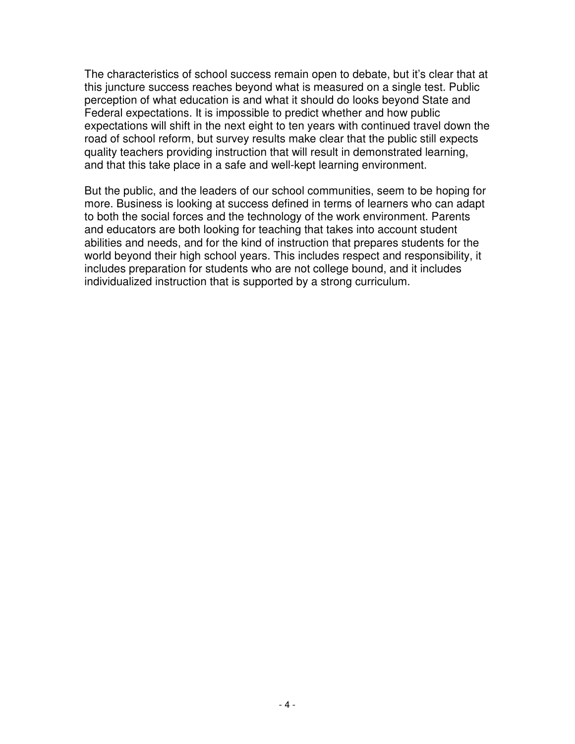The characteristics of school success remain open to debate, but it's clear that at this juncture success reaches beyond what is measured on a single test. Public perception of what education is and what it should do looks beyond State and Federal expectations. It is impossible to predict whether and how public expectations will shift in the next eight to ten years with continued travel down the road of school reform, but survey results make clear that the public still expects quality teachers providing instruction that will result in demonstrated learning, and that this take place in a safe and well-kept learning environment.

But the public, and the leaders of our school communities, seem to be hoping for more. Business is looking at success defined in terms of learners who can adapt to both the social forces and the technology of the work environment. Parents and educators are both looking for teaching that takes into account student abilities and needs, and for the kind of instruction that prepares students for the world beyond their high school years. This includes respect and responsibility, it includes preparation for students who are not college bound, and it includes individualized instruction that is supported by a strong curriculum.